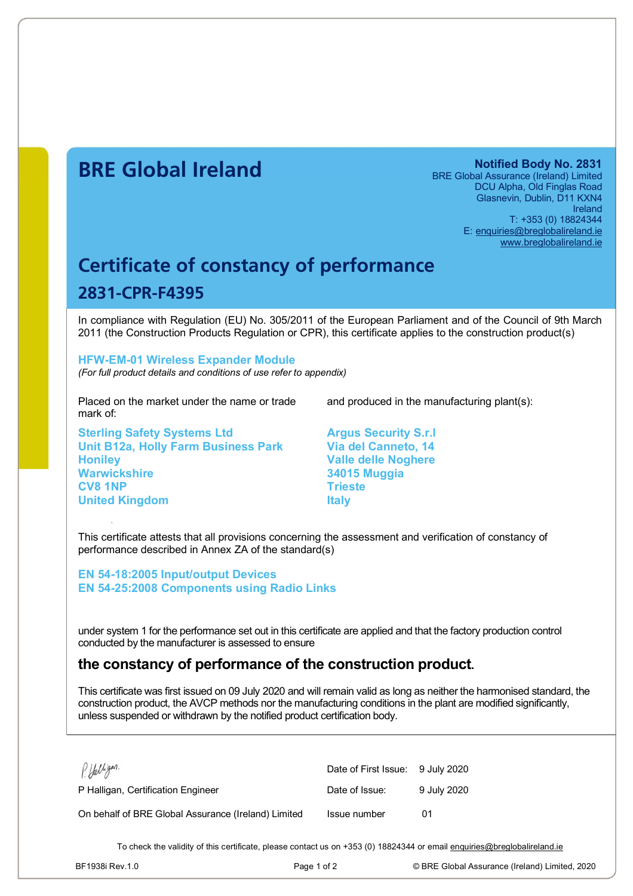# BRE Global Ireland

**Notified Body No. 2831**
BRE Global Assurance (Ireland) Limited
DCU Alpha, Old Finglas Road
Glasnevin, Dublin, D11 KXN4
Ireland
T: +353 (0) 18824344
E: enquiries@breglobalireland.ie
www.breglobalireland.ie

## Certificate of constancy of performance

### 2831-CPR-F4395

In compliance with Regulation (EU) No. 305/2011 of the European Parliament and of the Council of 9th March 2011 (the Construction Products Regulation or CPR), this certificate applies to the construction product(s)

**HFW-EM-01 Wireless Expander Module**
*(For full product details and conditions of use refer to appendix)*

Placed on the market under the name or trade mark of:

**Sterling Safety Systems Ltd**
**Unit B12a, Holly Farm Business Park**
**Honiley**
**Warwickshire**
**CV8 1NP**
**United Kingdom**

and produced in the manufacturing plant(s):

**Argus Security S.r.l**
**Via del Canneto, 14**
**Valle delle Noghere**
**34015 Muggia**
**Trieste**
**Italy**

This certificate attests that all provisions concerning the assessment and verification of constancy of performance described in Annex ZA of the standard(s)

**EN 54-18:2005 Input/output Devices**
**EN 54-25:2008 Components using Radio Links**

under system 1 for the performance set out in this certificate are applied and that the factory production control conducted by the manufacturer is assessed to ensure

**the constancy of performance of the construction product.**

This certificate was first issued on 09 July 2020 and will remain valid as long as neither the harmonised standard, the construction product, the AVCP methods nor the manufacturing conditions in the plant are modified significantly, unless suspended or withdrawn by the notified product certification body.

P Halligan.
P Halligan, Certification Engineer

On behalf of BRE Global Assurance (Ireland) Limited

| | |
|---|---|
| Date of First Issue: | 9 July 2020 |
| Date of Issue: | 9 July 2020 |
| Issue number | 01 |

To check the validity of this certificate, please contact us on +353 (0) 18824344 or email enquiries@breglobalireland.ie

BF1938i Rev.1.0

© BRE Global Assurance (Ireland) Limited, 2020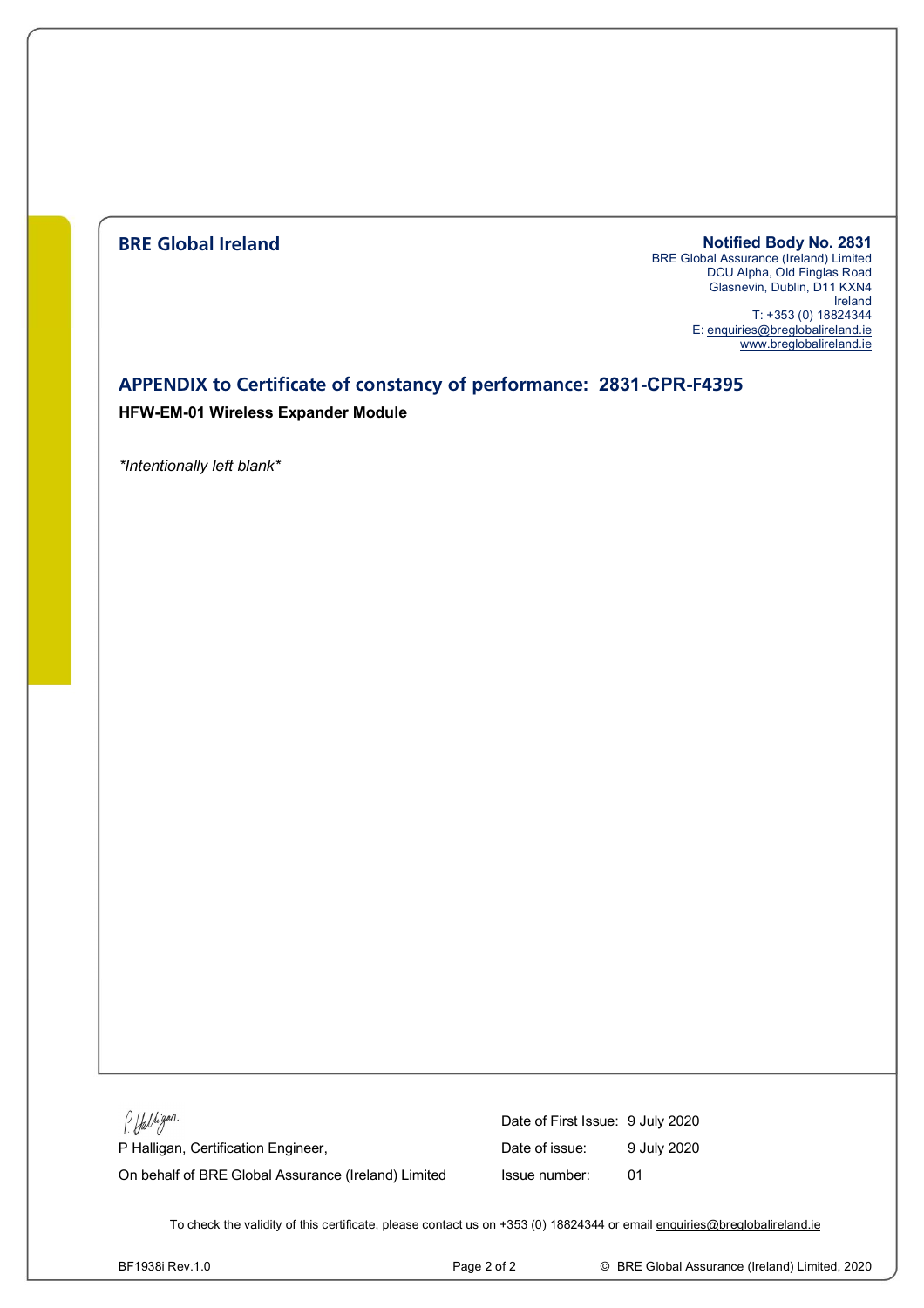**BRE Global Ireland**

**Notified Body No. 2831**
BRE Global Assurance (Ireland) Limited
DCU Alpha, Old Finglas Road
Glasnevin, Dublin, D11 KXN4
Ireland
T: +353 (0) 18824344
E: enquiries@breglobalireland.ie
www.breglobalireland.ie

## APPENDIX to Certificate of constancy of performance: 2831-CPR-F4395

**HFW-EM-01 Wireless Expander Module**

*\*Intentionally left blank\**

P Halligan, Certification Engineer,
On behalf of BRE Global Assurance (Ireland) Limited

| | |
|---|---|
| Date of First Issue: | 9 July 2020 |
| Date of issue: | 9 July 2020 |
| Issue number: | 01 |

To check the validity of this certificate, please contact us on +353 (0) 18824344 or email enquiries@breglobalireland.ie

BF1938i Rev.1.0

© BRE Global Assurance (Ireland) Limited, 2020